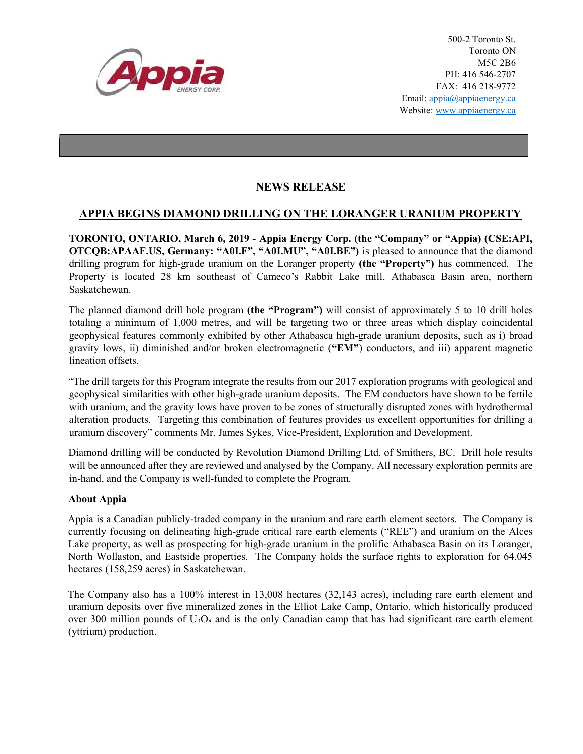500-2 Toronto St.
Toronto ON
M5C 2B6
PH: 416 546-2707
FAX: 416 218-9772
Email: appia@appiaenergy.ca
Website: www.appiaenergy.ca

## NEWS RELEASE

## APPIA BEGINS DIAMOND DRILLING ON THE LORANGER URANIUM PROPERTY

**TORONTO, ONTARIO, March 6, 2019 - Appia Energy Corp. (the "Company" or "Appia) (CSE:API, OTCQB:APAAF.US, Germany: "A0I.F", "A0I.MU", "A0I.BE")** is pleased to announce that the diamond drilling program for high-grade uranium on the Loranger property **(the "Property")** has commenced. The Property is located 28 km southeast of Cameco's Rabbit Lake mill, Athabasca Basin area, northern Saskatchewan.

The planned diamond drill hole program **(the "Program")** will consist of approximately 5 to 10 drill holes totaling a minimum of 1,000 metres, and will be targeting two or three areas which display coincidental geophysical features commonly exhibited by other Athabasca high-grade uranium deposits, such as i) broad gravity lows, ii) diminished and/or broken electromagnetic (**"EM"**) conductors, and iii) apparent magnetic lineation offsets.

"The drill targets for this Program integrate the results from our 2017 exploration programs with geological and geophysical similarities with other high-grade uranium deposits. The EM conductors have shown to be fertile with uranium, and the gravity lows have proven to be zones of structurally disrupted zones with hydrothermal alteration products. Targeting this combination of features provides us excellent opportunities for drilling a uranium discovery" comments Mr. James Sykes, Vice-President, Exploration and Development.

Diamond drilling will be conducted by Revolution Diamond Drilling Ltd. of Smithers, BC. Drill hole results will be announced after they are reviewed and analysed by the Company. All necessary exploration permits are in-hand, and the Company is well-funded to complete the Program.

**About Appia**

Appia is a Canadian publicly-traded company in the uranium and rare earth element sectors. The Company is currently focusing on delineating high-grade critical rare earth elements ("REE") and uranium on the Alces Lake property, as well as prospecting for high-grade uranium in the prolific Athabasca Basin on its Loranger, North Wollaston, and Eastside properties. The Company holds the surface rights to exploration for 64,045 hectares (158,259 acres) in Saskatchewan.

The Company also has a 100% interest in 13,008 hectares (32,143 acres), including rare earth element and uranium deposits over five mineralized zones in the Elliot Lake Camp, Ontario, which historically produced over 300 million pounds of $U_3O_8$ and is the only Canadian camp that has had significant rare earth element (yttrium) production.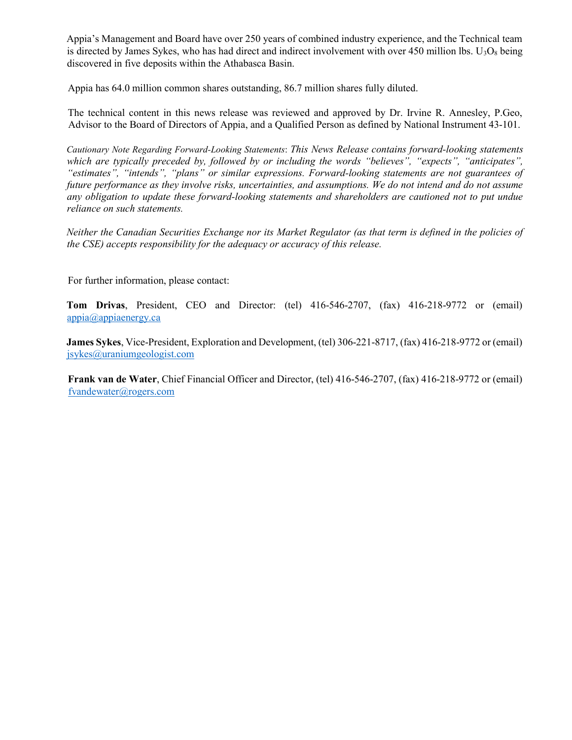Appia's Management and Board have over 250 years of combined industry experience, and the Technical team is directed by James Sykes, who has had direct and indirect involvement with over 450 million lbs. $U_3O_8$ being discovered in five deposits within the Athabasca Basin.

Appia has 64.0 million common shares outstanding, 86.7 million shares fully diluted.

The technical content in this news release was reviewed and approved by Dr. Irvine R. Annesley, P.Geo, Advisor to the Board of Directors of Appia, and a Qualified Person as defined by National Instrument 43-101.

*Cautionary Note Regarding Forward-Looking Statements: This News Release contains forward-looking statements which are typically preceded by, followed by or including the words "believes", "expects", "anticipates", "estimates", "intends", "plans" or similar expressions. Forward-looking statements are not guarantees of future performance as they involve risks, uncertainties, and assumptions. We do not intend and do not assume any obligation to update these forward-looking statements and shareholders are cautioned not to put undue reliance on such statements.*

*Neither the Canadian Securities Exchange nor its Market Regulator (as that term is defined in the policies of the CSE) accepts responsibility for the adequacy or accuracy of this release.*

For further information, please contact:

**Tom Drivas**, President, CEO and Director: (tel) 416-546-2707, (fax) 416-218-9772 or (email) appia@appiaenergy.ca

**James Sykes**, Vice-President, Exploration and Development, (tel) 306-221-8717, (fax) 416-218-9772 or (email) jsykes@uraniumgeologist.com

**Frank van de Water**, Chief Financial Officer and Director, (tel) 416-546-2707, (fax) 416-218-9772 or (email) fvandewater@rogers.com